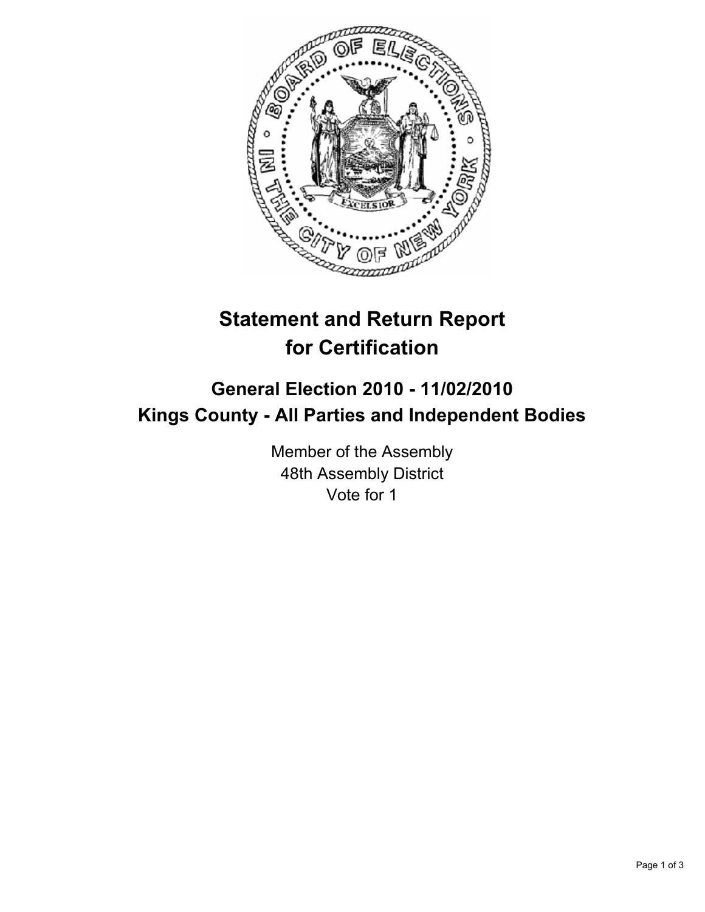# Statement and Return Report for Certification

## General Election 2010 - 11/02/2010
## Kings County - All Parties and Independent Bodies

Member of the Assembly
48th Assembly District
Vote for 1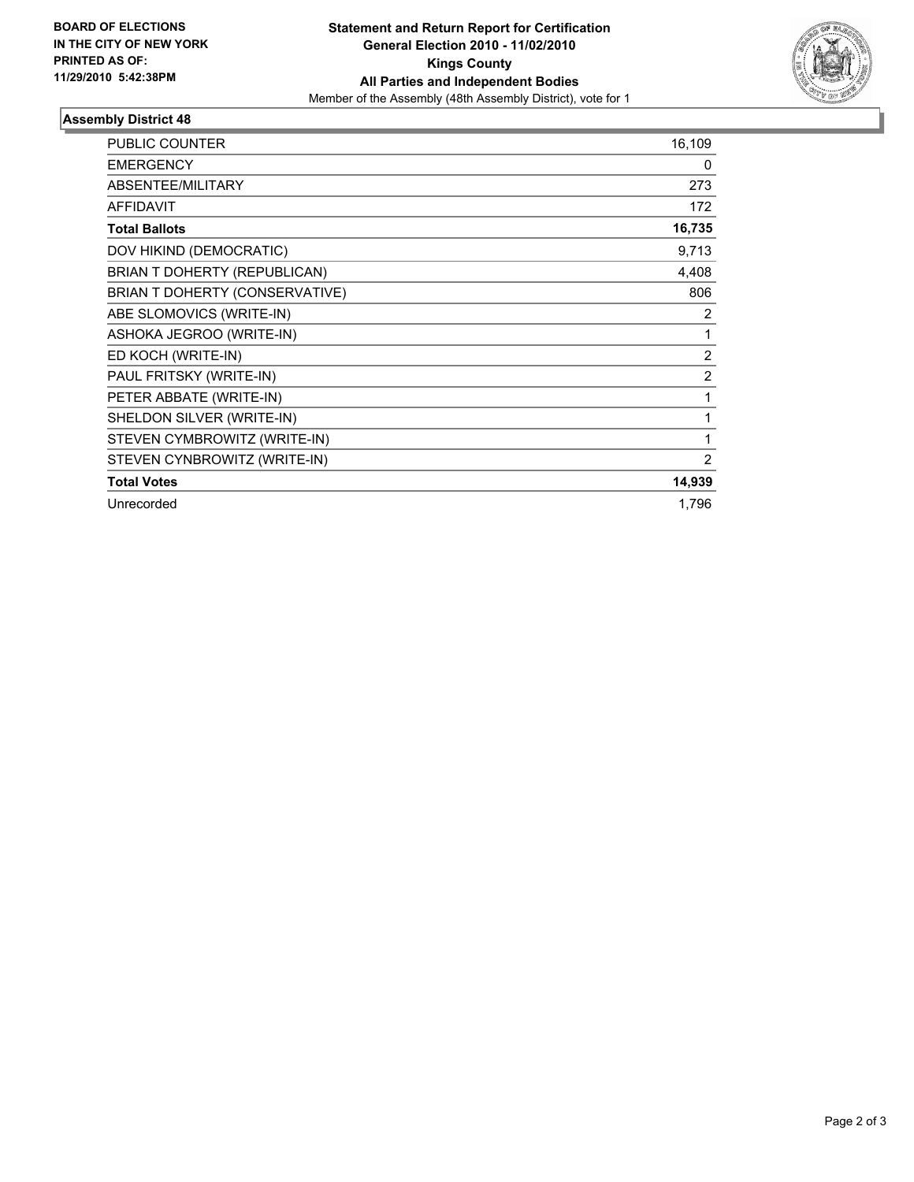**BOARD OF ELECTIONS IN THE CITY OF NEW YORK PRINTED AS OF: 11/29/2010 5:42:38PM**

**Statement and Return Report for Certification**
**General Election 2010 - 11/02/2010**
**Kings County**
**All Parties and Independent Bodies**
Member of the Assembly (48th Assembly District), vote for 1

## Assembly District 48

| | |
|---|---|
| PUBLIC COUNTER | 16,109 |
| EMERGENCY | 0 |
| ABSENTEE/MILITARY | 273 |
| AFFIDAVIT | 172 |
| **Total Ballots** | **16,735** |
| DOV HIKIND (DEMOCRATIC) | 9,713 |
| BRIAN T DOHERTY (REPUBLICAN) | 4,408 |
| BRIAN T DOHERTY (CONSERVATIVE) | 806 |
| ABE SLOMOVICS (WRITE-IN) | 2 |
| ASHOKA JEGROO (WRITE-IN) | 1 |
| ED KOCH (WRITE-IN) | 2 |
| PAUL FRITSKY (WRITE-IN) | 2 |
| PETER ABBATE (WRITE-IN) | 1 |
| SHELDON SILVER (WRITE-IN) | 1 |
| STEVEN CYMBROWITZ (WRITE-IN) | 1 |
| STEVEN CYNBROWITZ (WRITE-IN) | 2 |
| **Total Votes** | **14,939** |
| Unrecorded | 1,796 |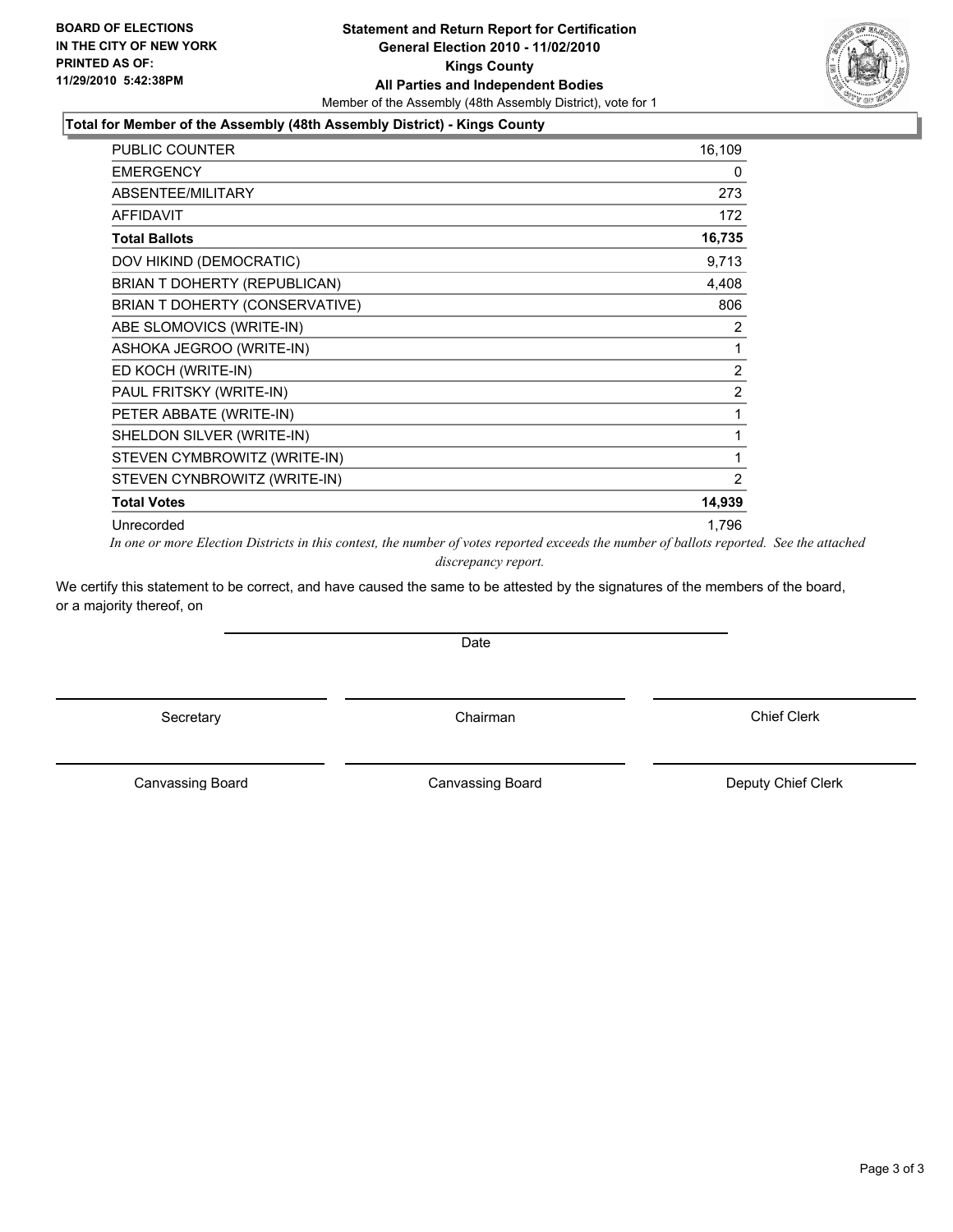**BOARD OF ELECTIONS IN THE CITY OF NEW YORK PRINTED AS OF: 11/29/2010 5:42:38PM**

**Statement and Return Report for Certification General Election 2010 - 11/02/2010 Kings County All Parties and Independent Bodies**

Member of the Assembly (48th Assembly District), vote for 1

**Total for Member of the Assembly (48th Assembly District) - Kings County**

| | |
|---|---|
| PUBLIC COUNTER | 16,109 |
| EMERGENCY | 0 |
| ABSENTEE/MILITARY | 273 |
| AFFIDAVIT | 172 |
| **Total Ballots** | **16,735** |
| DOV HIKIND (DEMOCRATIC) | 9,713 |
| BRIAN T DOHERTY (REPUBLICAN) | 4,408 |
| BRIAN T DOHERTY (CONSERVATIVE) | 806 |
| ABE SLOMOVICS (WRITE-IN) | 2 |
| ASHOKA JEGROO (WRITE-IN) | 1 |
| ED KOCH (WRITE-IN) | 2 |
| PAUL FRITSKY (WRITE-IN) | 2 |
| PETER ABBATE (WRITE-IN) | 1 |
| SHELDON SILVER (WRITE-IN) | 1 |
| STEVEN CYMBROWITZ (WRITE-IN) | 1 |
| STEVEN CYNBROWITZ (WRITE-IN) | 2 |
| **Total Votes** | **14,939** |
| Unrecorded | 1,796 |

*In one or more Election Districts in this contest, the number of votes reported exceeds the number of ballots reported. See the attached discrepancy report.*

We certify this statement to be correct, and have caused the same to be attested by the signatures of the members of the board, or a majority thereof, on

Date

Secretary | Chairman | Chief Clerk

Canvassing Board | Canvassing Board | Deputy Chief Clerk